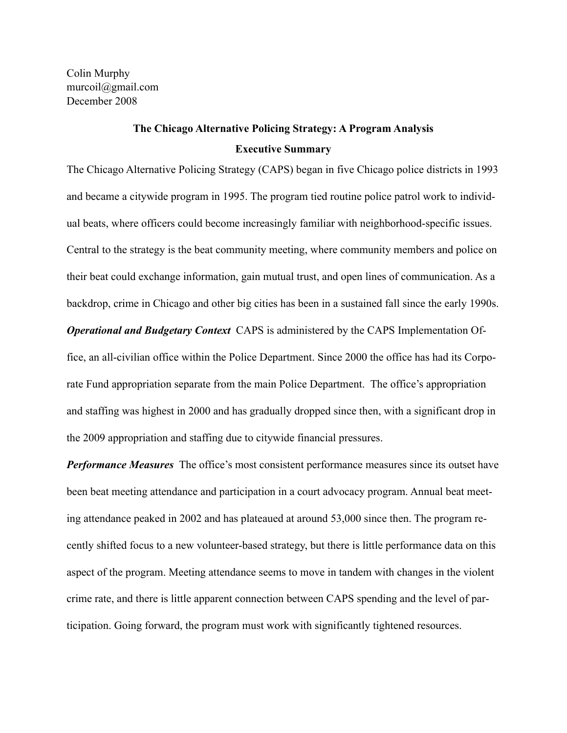Colin Murphy
murcoil@gmail.com
December 2008

# The Chicago Alternative Policing Strategy: A Program Analysis

## Executive Summary

The Chicago Alternative Policing Strategy (CAPS) began in five Chicago police districts in 1993 and became a citywide program in 1995. The program tied routine police patrol work to individual beats, where officers could become increasingly familiar with neighborhood-specific issues. Central to the strategy is the beat community meeting, where community members and police on their beat could exchange information, gain mutual trust, and open lines of communication. As a backdrop, crime in Chicago and other big cities has been in a sustained fall since the early 1990s.

***Operational and Budgetary Context*** CAPS is administered by the CAPS Implementation Office, an all-civilian office within the Police Department. Since 2000 the office has had its Corporate Fund appropriation separate from the main Police Department. The office's appropriation and staffing was highest in 2000 and has gradually dropped since then, with a significant drop in the 2009 appropriation and staffing due to citywide financial pressures.

***Performance Measures*** The office's most consistent performance measures since its outset have been beat meeting attendance and participation in a court advocacy program. Annual beat meeting attendance peaked in 2002 and has plateaued at around 53,000 since then. The program recently shifted focus to a new volunteer-based strategy, but there is little performance data on this aspect of the program. Meeting attendance seems to move in tandem with changes in the violent crime rate, and there is little apparent connection between CAPS spending and the level of participation. Going forward, the program must work with significantly tightened resources.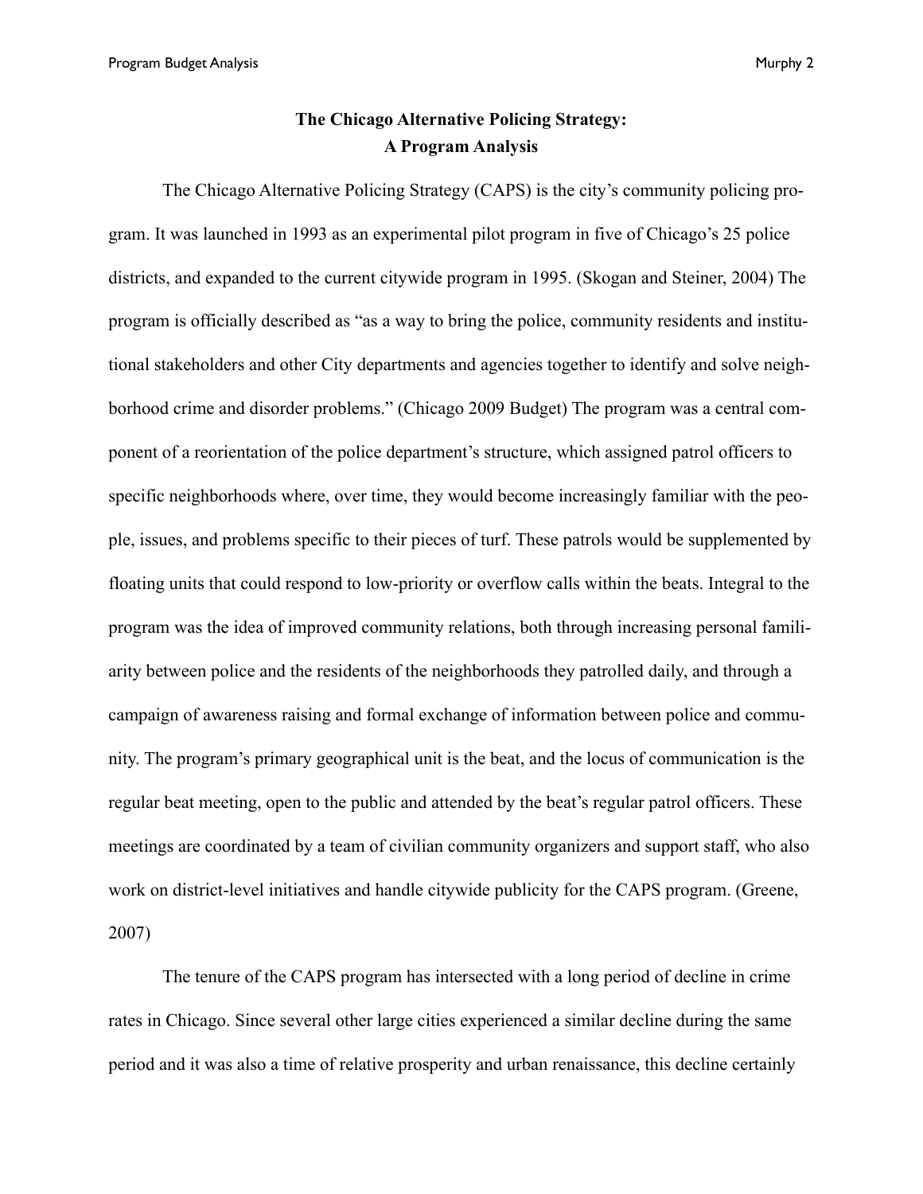# The Chicago Alternative Policing Strategy: A Program Analysis

The Chicago Alternative Policing Strategy (CAPS) is the city's community policing program. It was launched in 1993 as an experimental pilot program in five of Chicago's 25 police districts, and expanded to the current citywide program in 1995. (Skogan and Steiner, 2004) The program is officially described as "as a way to bring the police, community residents and institutional stakeholders and other City departments and agencies together to identify and solve neighborhood crime and disorder problems." (Chicago 2009 Budget) The program was a central component of a reorientation of the police department's structure, which assigned patrol officers to specific neighborhoods where, over time, they would become increasingly familiar with the people, issues, and problems specific to their pieces of turf. These patrols would be supplemented by floating units that could respond to low-priority or overflow calls within the beats. Integral to the program was the idea of improved community relations, both through increasing personal familiarity between police and the residents of the neighborhoods they patrolled daily, and through a campaign of awareness raising and formal exchange of information between police and community. The program's primary geographical unit is the beat, and the locus of communication is the regular beat meeting, open to the public and attended by the beat's regular patrol officers. These meetings are coordinated by a team of civilian community organizers and support staff, who also work on district-level initiatives and handle citywide publicity for the CAPS program. (Greene, 2007)

The tenure of the CAPS program has intersected with a long period of decline in crime rates in Chicago. Since several other large cities experienced a similar decline during the same period and it was also a time of relative prosperity and urban renaissance, this decline certainly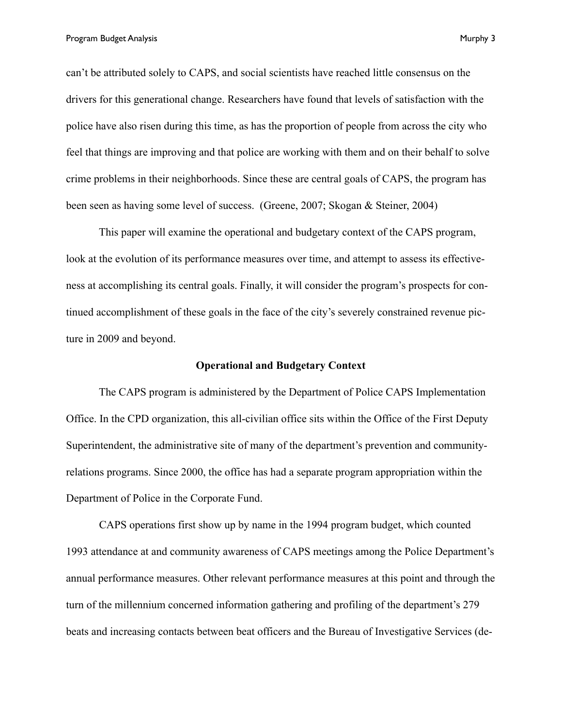can't be attributed solely to CAPS, and social scientists have reached little consensus on the drivers for this generational change. Researchers have found that levels of satisfaction with the police have also risen during this time, as has the proportion of people from across the city who feel that things are improving and that police are working with them and on their behalf to solve crime problems in their neighborhoods. Since these are central goals of CAPS, the program has been seen as having some level of success. (Greene, 2007; Skogan & Steiner, 2004)

This paper will examine the operational and budgetary context of the CAPS program, look at the evolution of its performance measures over time, and attempt to assess its effectiveness at accomplishing its central goals. Finally, it will consider the program's prospects for continued accomplishment of these goals in the face of the city's severely constrained revenue picture in 2009 and beyond.

## Operational and Budgetary Context

The CAPS program is administered by the Department of Police CAPS Implementation Office. In the CPD organization, this all-civilian office sits within the Office of the First Deputy Superintendent, the administrative site of many of the department's prevention and community-relations programs. Since 2000, the office has had a separate program appropriation within the Department of Police in the Corporate Fund.

CAPS operations first show up by name in the 1994 program budget, which counted 1993 attendance at and community awareness of CAPS meetings among the Police Department's annual performance measures. Other relevant performance measures at this point and through the turn of the millennium concerned information gathering and profiling of the department's 279 beats and increasing contacts between beat officers and the Bureau of Investigative Services (de-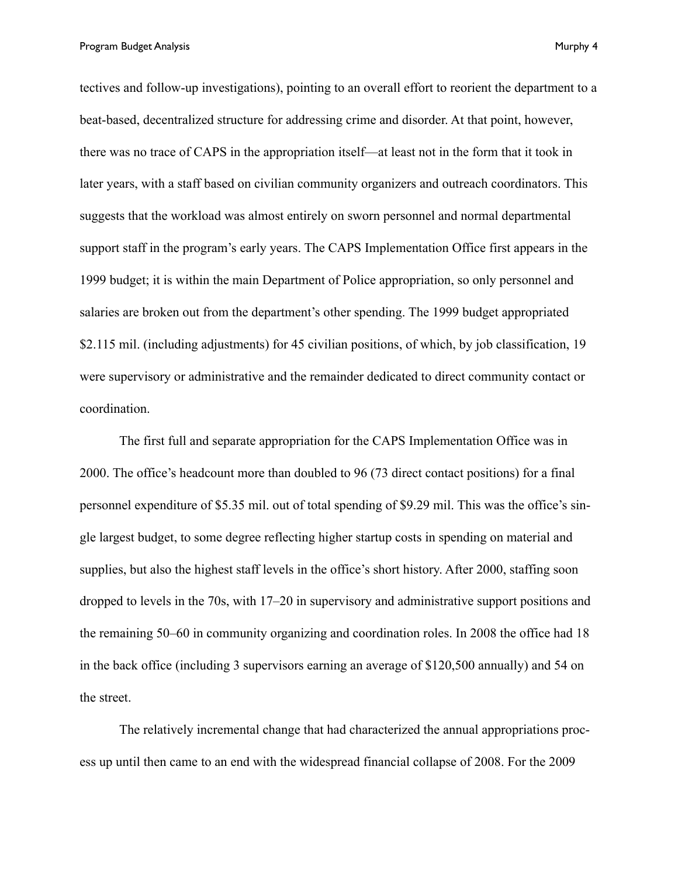tectives and follow-up investigations), pointing to an overall effort to reorient the department to a beat-based, decentralized structure for addressing crime and disorder. At that point, however, there was no trace of CAPS in the appropriation itself—at least not in the form that it took in later years, with a staff based on civilian community organizers and outreach coordinators. This suggests that the workload was almost entirely on sworn personnel and normal departmental support staff in the program's early years. The CAPS Implementation Office first appears in the 1999 budget; it is within the main Department of Police appropriation, so only personnel and salaries are broken out from the department's other spending. The 1999 budget appropriated $2.115 mil. (including adjustments) for 45 civilian positions, of which, by job classification, 19 were supervisory or administrative and the remainder dedicated to direct community contact or coordination.

The first full and separate appropriation for the CAPS Implementation Office was in 2000. The office's headcount more than doubled to 96 (73 direct contact positions) for a final personnel expenditure of $5.35 mil. out of total spending of $9.29 mil. This was the office's single largest budget, to some degree reflecting higher startup costs in spending on material and supplies, but also the highest staff levels in the office's short history. After 2000, staffing soon dropped to levels in the 70s, with 17–20 in supervisory and administrative support positions and the remaining 50–60 in community organizing and coordination roles. In 2008 the office had 18 in the back office (including 3 supervisors earning an average of $120,500 annually) and 54 on the street.

The relatively incremental change that had characterized the annual appropriations process up until then came to an end with the widespread financial collapse of 2008. For the 2009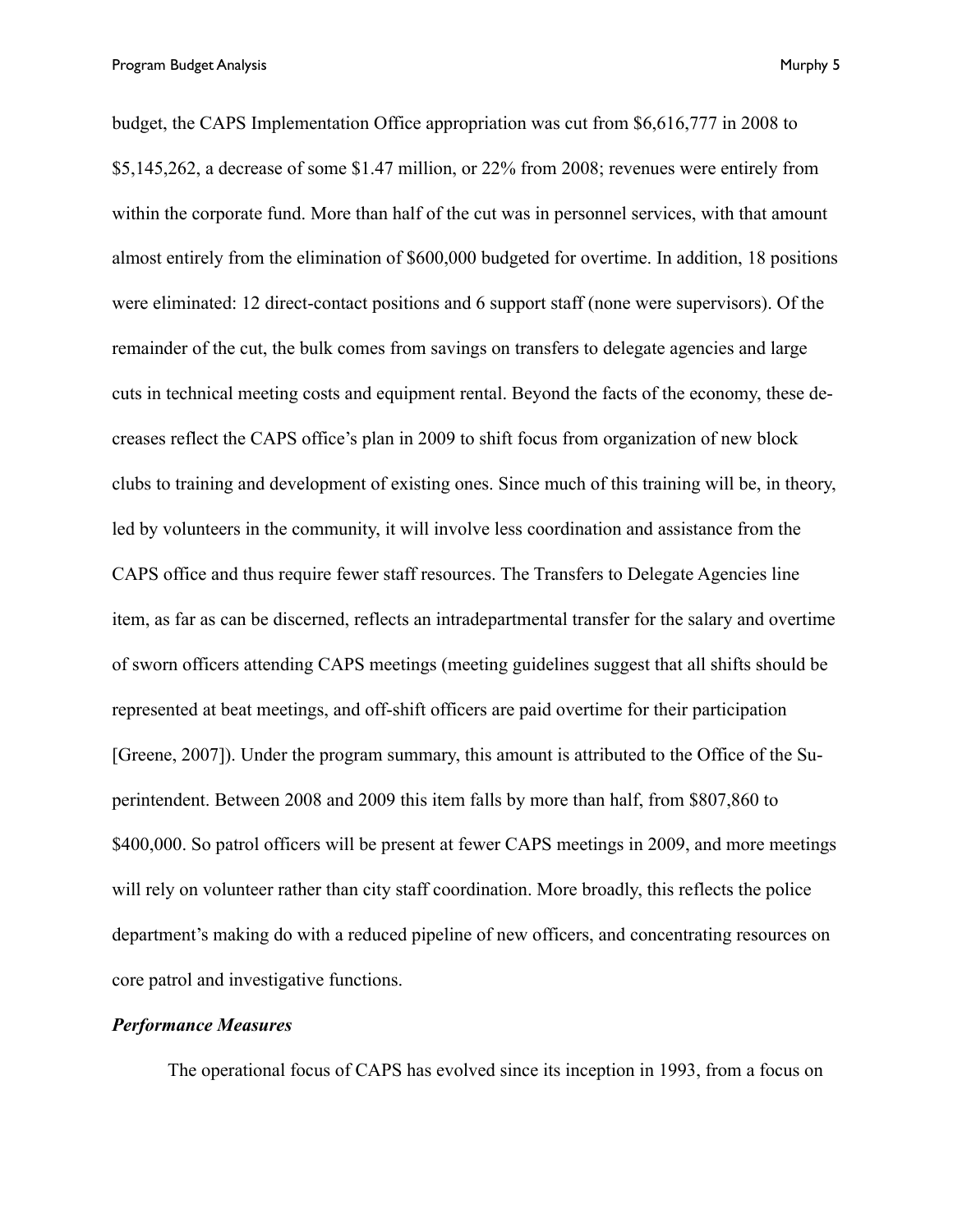budget, the CAPS Implementation Office appropriation was cut from $6,616,777 in 2008 to $5,145,262, a decrease of some $1.47 million, or 22% from 2008; revenues were entirely from within the corporate fund. More than half of the cut was in personnel services, with that amount almost entirely from the elimination of $600,000 budgeted for overtime. In addition, 18 positions were eliminated: 12 direct-contact positions and 6 support staff (none were supervisors). Of the remainder of the cut, the bulk comes from savings on transfers to delegate agencies and large cuts in technical meeting costs and equipment rental. Beyond the facts of the economy, these decreases reflect the CAPS office's plan in 2009 to shift focus from organization of new block clubs to training and development of existing ones. Since much of this training will be, in theory, led by volunteers in the community, it will involve less coordination and assistance from the CAPS office and thus require fewer staff resources. The Transfers to Delegate Agencies line item, as far as can be discerned, reflects an intradepartmental transfer for the salary and overtime of sworn officers attending CAPS meetings (meeting guidelines suggest that all shifts should be represented at beat meetings, and off-shift officers are paid overtime for their participation [Greene, 2007]). Under the program summary, this amount is attributed to the Office of the Superintendent. Between 2008 and 2009 this item falls by more than half, from $807,860 to $400,000. So patrol officers will be present at fewer CAPS meetings in 2009, and more meetings will rely on volunteer rather than city staff coordination. More broadly, this reflects the police department's making do with a reduced pipeline of new officers, and concentrating resources on core patrol and investigative functions.

### *Performance Measures*

The operational focus of CAPS has evolved since its inception in 1993, from a focus on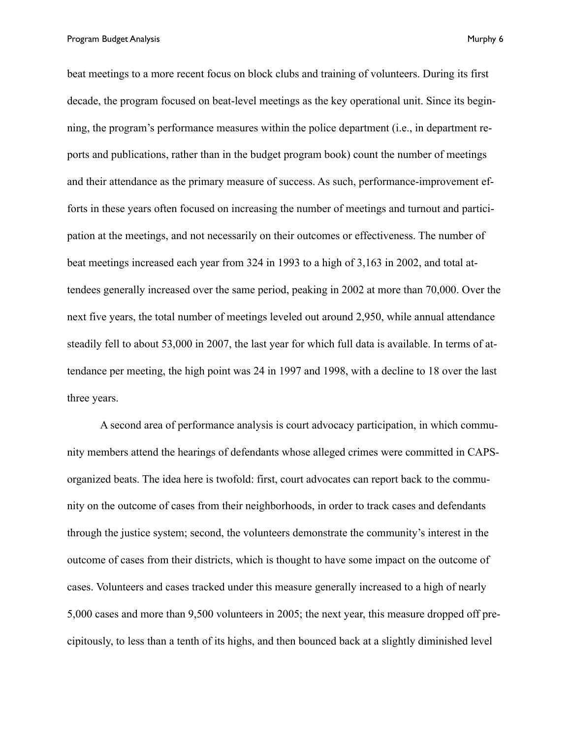beat meetings to a more recent focus on block clubs and training of volunteers. During its first decade, the program focused on beat-level meetings as the key operational unit. Since its beginning, the program's performance measures within the police department (i.e., in department reports and publications, rather than in the budget program book) count the number of meetings and their attendance as the primary measure of success. As such, performance-improvement efforts in these years often focused on increasing the number of meetings and turnout and participation at the meetings, and not necessarily on their outcomes or effectiveness. The number of beat meetings increased each year from 324 in 1993 to a high of 3,163 in 2002, and total attendees generally increased over the same period, peaking in 2002 at more than 70,000. Over the next five years, the total number of meetings leveled out around 2,950, while annual attendance steadily fell to about 53,000 in 2007, the last year for which full data is available. In terms of attendance per meeting, the high point was 24 in 1997 and 1998, with a decline to 18 over the last three years.

A second area of performance analysis is court advocacy participation, in which community members attend the hearings of defendants whose alleged crimes were committed in CAPS-organized beats. The idea here is twofold: first, court advocates can report back to the community on the outcome of cases from their neighborhoods, in order to track cases and defendants through the justice system; second, the volunteers demonstrate the community's interest in the outcome of cases from their districts, which is thought to have some impact on the outcome of cases. Volunteers and cases tracked under this measure generally increased to a high of nearly 5,000 cases and more than 9,500 volunteers in 2005; the next year, this measure dropped off precipitously, to less than a tenth of its highs, and then bounced back at a slightly diminished level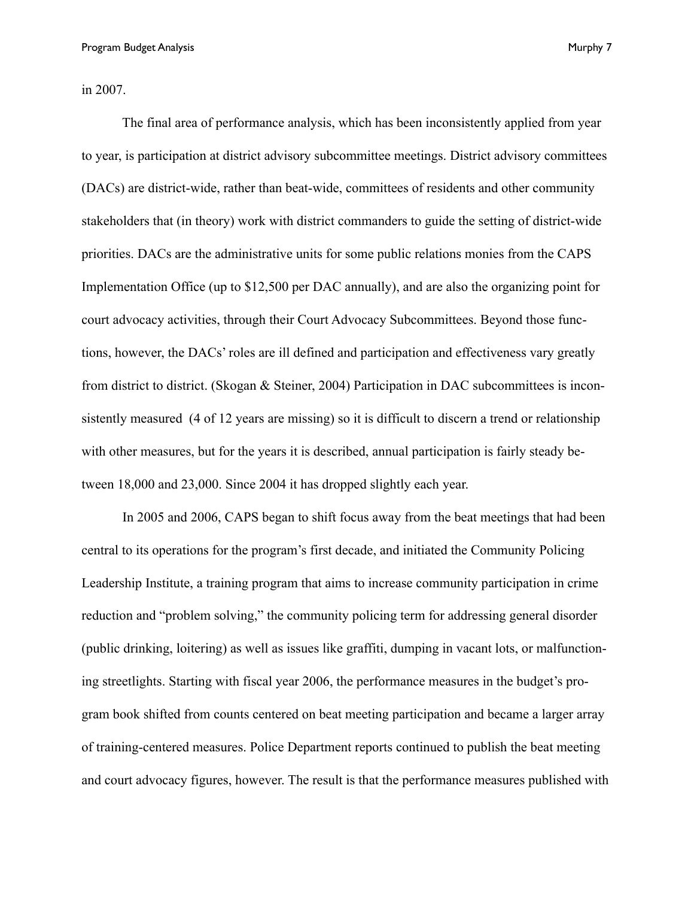in 2007.

The final area of performance analysis, which has been inconsistently applied from year to year, is participation at district advisory subcommittee meetings. District advisory committees (DACs) are district-wide, rather than beat-wide, committees of residents and other community stakeholders that (in theory) work with district commanders to guide the setting of district-wide priorities. DACs are the administrative units for some public relations monies from the CAPS Implementation Office (up to $12,500 per DAC annually), and are also the organizing point for court advocacy activities, through their Court Advocacy Subcommittees. Beyond those functions, however, the DACs' roles are ill defined and participation and effectiveness vary greatly from district to district. (Skogan & Steiner, 2004) Participation in DAC subcommittees is inconsistently measured (4 of 12 years are missing) so it is difficult to discern a trend or relationship with other measures, but for the years it is described, annual participation is fairly steady between 18,000 and 23,000. Since 2004 it has dropped slightly each year.

In 2005 and 2006, CAPS began to shift focus away from the beat meetings that had been central to its operations for the program's first decade, and initiated the Community Policing Leadership Institute, a training program that aims to increase community participation in crime reduction and "problem solving," the community policing term for addressing general disorder (public drinking, loitering) as well as issues like graffiti, dumping in vacant lots, or malfunctioning streetlights. Starting with fiscal year 2006, the performance measures in the budget's program book shifted from counts centered on beat meeting participation and became a larger array of training-centered measures. Police Department reports continued to publish the beat meeting and court advocacy figures, however. The result is that the performance measures published with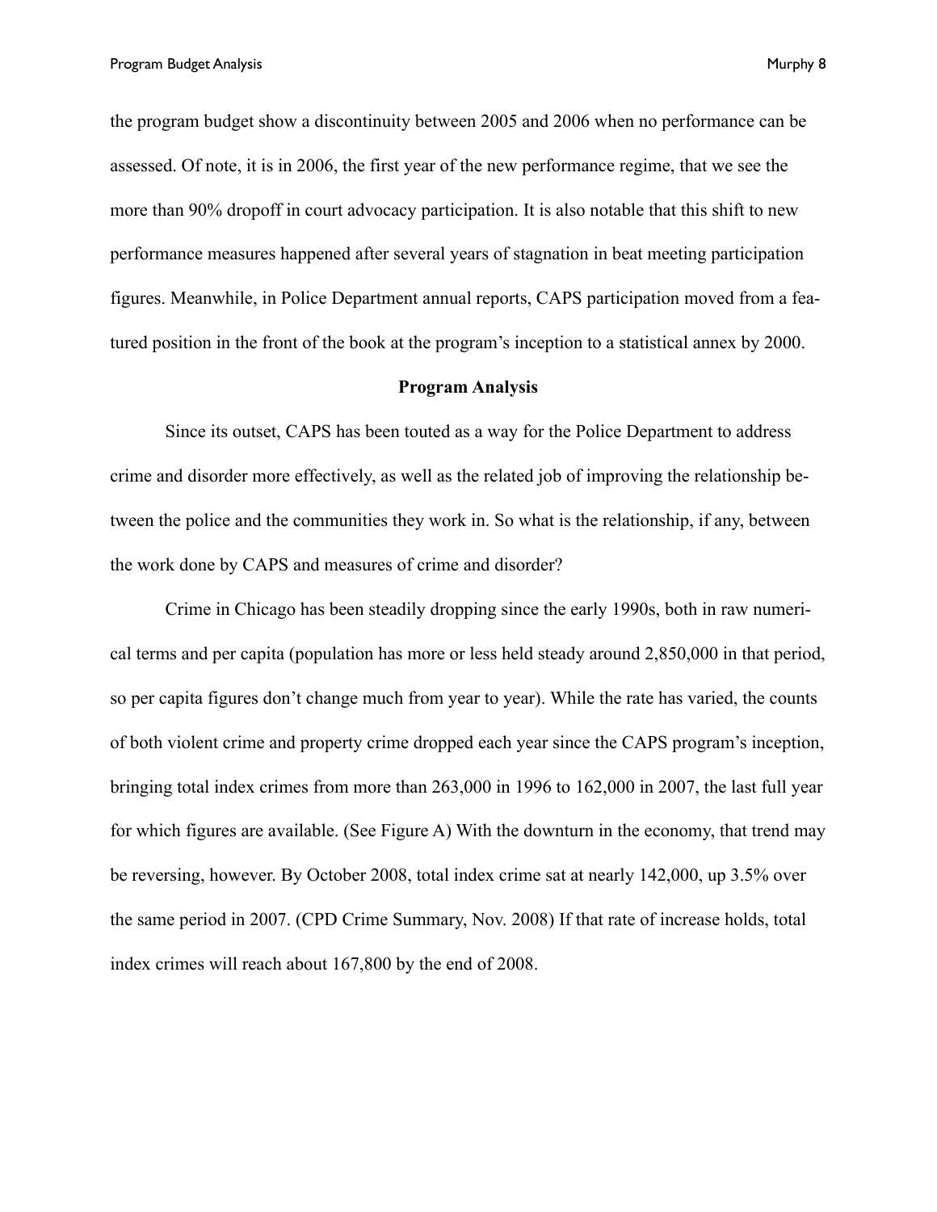the program budget show a discontinuity between 2005 and 2006 when no performance can be assessed. Of note, it is in 2006, the first year of the new performance regime, that we see the more than 90% dropoff in court advocacy participation. It is also notable that this shift to new performance measures happened after several years of stagnation in beat meeting participation figures. Meanwhile, in Police Department annual reports, CAPS participation moved from a featured position in the front of the book at the program's inception to a statistical annex by 2000.

## Program Analysis

Since its outset, CAPS has been touted as a way for the Police Department to address crime and disorder more effectively, as well as the related job of improving the relationship between the police and the communities they work in. So what is the relationship, if any, between the work done by CAPS and measures of crime and disorder?

Crime in Chicago has been steadily dropping since the early 1990s, both in raw numerical terms and per capita (population has more or less held steady around 2,850,000 in that period, so per capita figures don't change much from year to year). While the rate has varied, the counts of both violent crime and property crime dropped each year since the CAPS program's inception, bringing total index crimes from more than 263,000 in 1996 to 162,000 in 2007, the last full year for which figures are available. (See Figure A) With the downturn in the economy, that trend may be reversing, however. By October 2008, total index crime sat at nearly 142,000, up 3.5% over the same period in 2007. (CPD Crime Summary, Nov. 2008) If that rate of increase holds, total index crimes will reach about 167,800 by the end of 2008.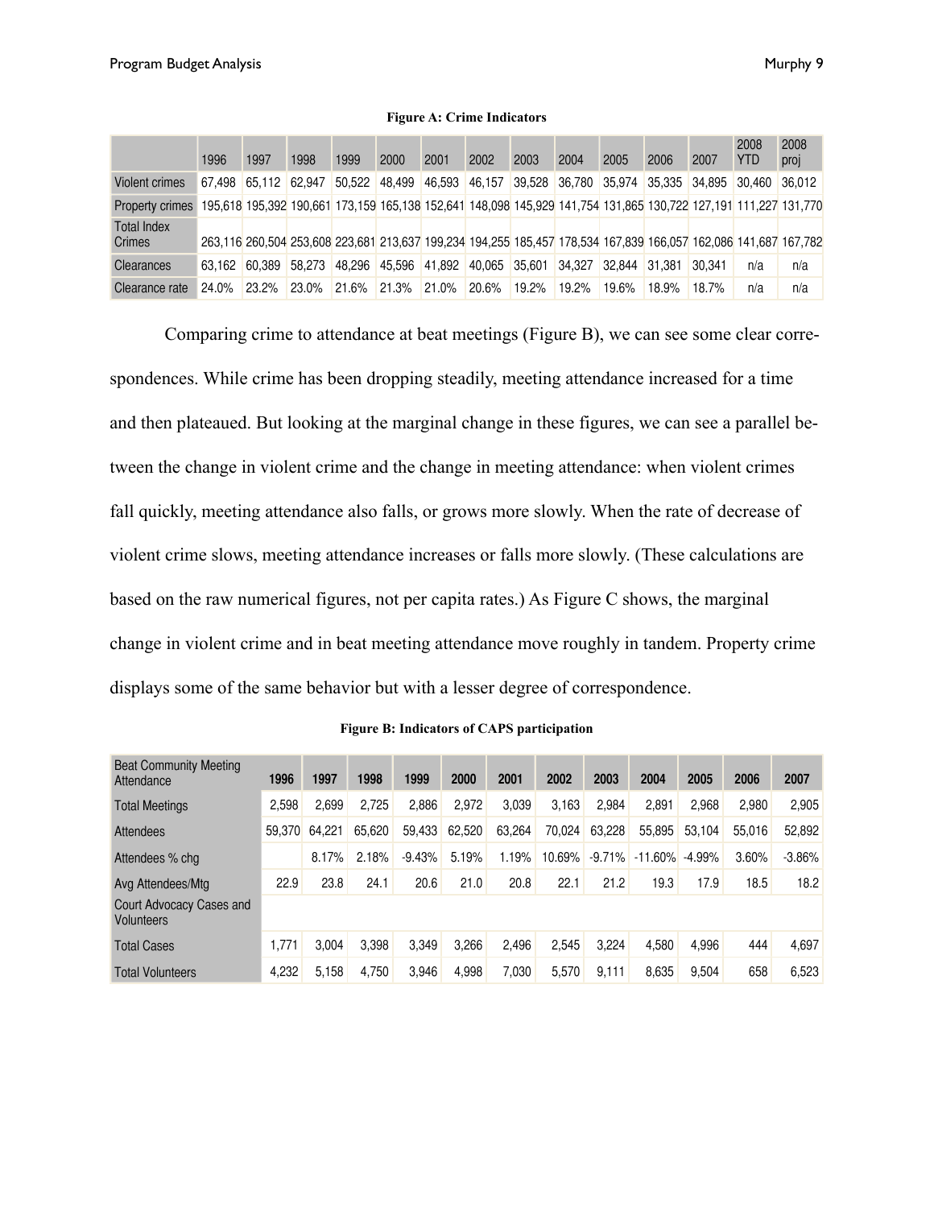**Figure A: Crime Indicators**

| | 1996 | 1997 | 1998 | 1999 | 2000 | 2001 | 2002 | 2003 | 2004 | 2005 | 2006 | 2007 | 2008 YTD | 2008 proj |
|---|---|---|---|---|---|---|---|---|---|---|---|---|---|---|
| Violent crimes | 67,498 | 65,112 | 62,947 | 50,522 | 48,499 | 46,593 | 46,157 | 39,528 | 36,780 | 35,974 | 35,335 | 34,895 | 30,460 | 36,012 |
| Property crimes | 195,618 | 195,392 | 190,661 | 173,159 | 165,138 | 152,641 | 148,098 | 145,929 | 141,754 | 131,865 | 130,722 | 127,191 | 111,227 | 131,770 |
| Total Index Crimes | 263,116 | 260,504 | 253,608 | 223,681 | 213,637 | 199,234 | 194,255 | 185,457 | 178,534 | 167,839 | 166,057 | 162,086 | 141,687 | 167,782 |
| Clearances | 63,162 | 60,389 | 58,273 | 48,296 | 45,596 | 41,892 | 40,065 | 35,601 | 34,327 | 32,844 | 31,381 | 30,341 | n/a | n/a |
| Clearance rate | 24.0% | 23.2% | 23.0% | 21.6% | 21.3% | 21.0% | 20.6% | 19.2% | 19.2% | 19.6% | 18.9% | 18.7% | n/a | n/a |

Comparing crime to attendance at beat meetings (Figure B), we can see some clear correspondences. While crime has been dropping steadily, meeting attendance increased for a time and then plateaued. But looking at the marginal change in these figures, we can see a parallel between the change in violent crime and the change in meeting attendance: when violent crimes fall quickly, meeting attendance also falls, or grows more slowly. When the rate of decrease of violent crime slows, meeting attendance increases or falls more slowly. (These calculations are based on the raw numerical figures, not per capita rates.) As Figure C shows, the marginal change in violent crime and in beat meeting attendance move roughly in tandem. Property crime displays some of the same behavior but with a lesser degree of correspondence.

**Figure B: Indicators of CAPS participation**

| Beat Community Meeting Attendance | 1996 | 1997 | 1998 | 1999 | 2000 | 2001 | 2002 | 2003 | 2004 | 2005 | 2006 | 2007 |
|---|---|---|---|---|---|---|---|---|---|---|---|---|
| Total Meetings | 2,598 | 2,699 | 2,725 | 2,886 | 2,972 | 3,039 | 3,163 | 2,984 | 2,891 | 2,968 | 2,980 | 2,905 |
| Attendees | 59,370 | 64,221 | 65,620 | 59,433 | 62,520 | 63,264 | 70,024 | 63,228 | 55,895 | 53,104 | 55,016 | 52,892 |
| Attendees % chg | | 8.17% | 2.18% | -9.43% | 5.19% | 1.19% | 10.69% | -9.71% | -11.60% | -4.99% | 3.60% | -3.86% |
| Avg Attendees/Mtg | 22.9 | 23.8 | 24.1 | 20.6 | 21.0 | 20.8 | 22.1 | 21.2 | 19.3 | 17.9 | 18.5 | 18.2 |
| Court Advocacy Cases and Volunteers | | | | | | | | | | | | |
| Total Cases | 1,771 | 3,004 | 3,398 | 3,349 | 3,266 | 2,496 | 2,545 | 3,224 | 4,580 | 4,996 | 444 | 4,697 |
| Total Volunteers | 4,232 | 5,158 | 4,750 | 3,946 | 4,998 | 7,030 | 5,570 | 9,111 | 8,635 | 9,504 | 658 | 6,523 |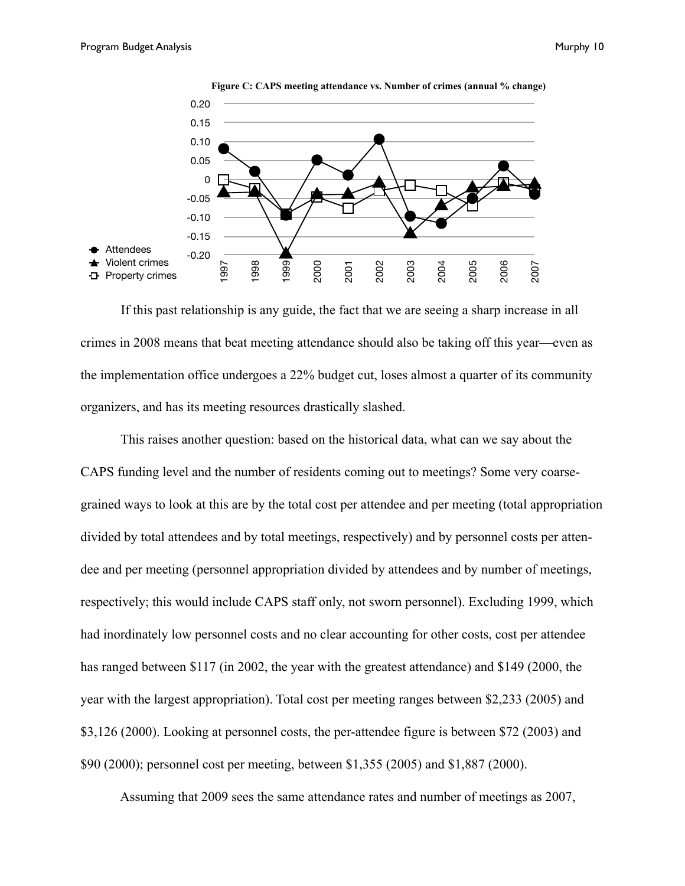**Figure C: CAPS meeting attendance vs. Number of crimes (annual % change)**

If this past relationship is any guide, the fact that we are seeing a sharp increase in all crimes in 2008 means that beat meeting attendance should also be taking off this year—even as the implementation office undergoes a 22% budget cut, loses almost a quarter of its community organizers, and has its meeting resources drastically slashed.

This raises another question: based on the historical data, what can we say about the CAPS funding level and the number of residents coming out to meetings? Some very coarse-grained ways to look at this are by the total cost per attendee and per meeting (total appropriation divided by total attendees and by total meetings, respectively) and by personnel costs per attendee and per meeting (personnel appropriation divided by attendees and by number of meetings, respectively; this would include CAPS staff only, not sworn personnel). Excluding 1999, which had inordinately low personnel costs and no clear accounting for other costs, cost per attendee has ranged between $117 (in 2002, the year with the greatest attendance) and $149 (2000, the year with the largest appropriation). Total cost per meeting ranges between $2,233 (2005) and $3,126 (2000). Looking at personnel costs, the per-attendee figure is between $72 (2003) and $90 (2000); personnel cost per meeting, between $1,355 (2005) and $1,887 (2000).

Assuming that 2009 sees the same attendance rates and number of meetings as 2007,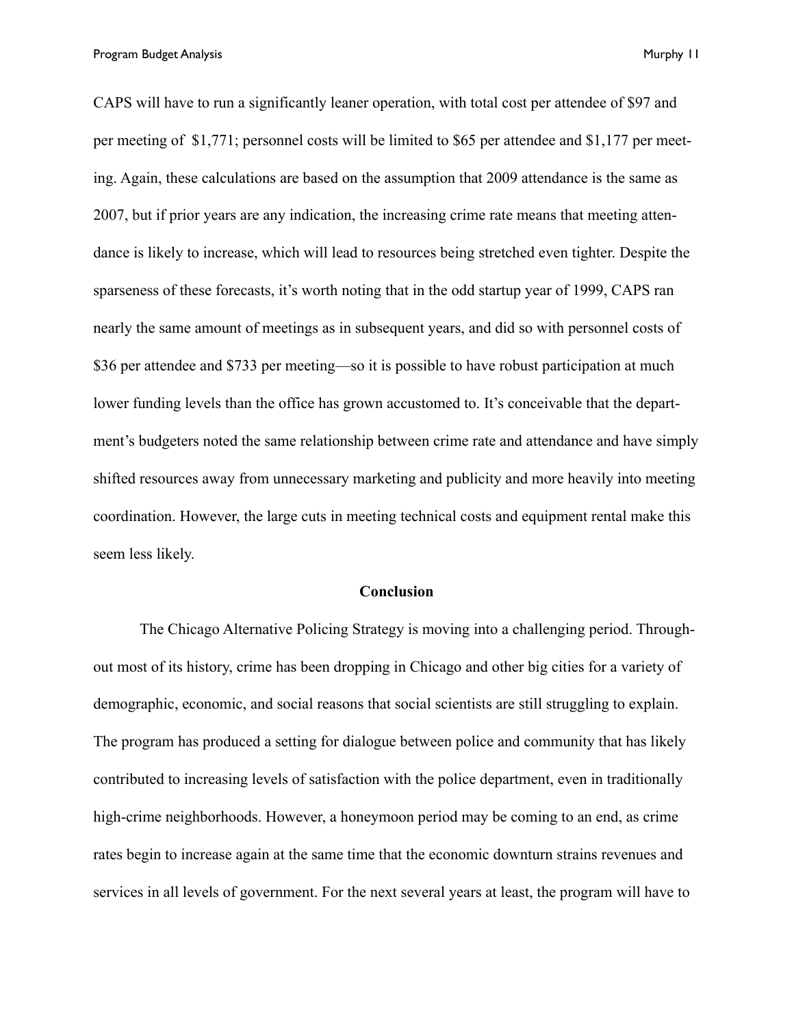CAPS will have to run a significantly leaner operation, with total cost per attendee of $97 and per meeting of $1,771; personnel costs will be limited to $65 per attendee and $1,177 per meeting. Again, these calculations are based on the assumption that 2009 attendance is the same as 2007, but if prior years are any indication, the increasing crime rate means that meeting attendance is likely to increase, which will lead to resources being stretched even tighter. Despite the sparseness of these forecasts, it's worth noting that in the odd startup year of 1999, CAPS ran nearly the same amount of meetings as in subsequent years, and did so with personnel costs of $36 per attendee and $733 per meeting—so it is possible to have robust participation at much lower funding levels than the office has grown accustomed to. It's conceivable that the department's budgeters noted the same relationship between crime rate and attendance and have simply shifted resources away from unnecessary marketing and publicity and more heavily into meeting coordination. However, the large cuts in meeting technical costs and equipment rental make this seem less likely.

## Conclusion

The Chicago Alternative Policing Strategy is moving into a challenging period. Throughout most of its history, crime has been dropping in Chicago and other big cities for a variety of demographic, economic, and social reasons that social scientists are still struggling to explain. The program has produced a setting for dialogue between police and community that has likely contributed to increasing levels of satisfaction with the police department, even in traditionally high-crime neighborhoods. However, a honeymoon period may be coming to an end, as crime rates begin to increase again at the same time that the economic downturn strains revenues and services in all levels of government. For the next several years at least, the program will have to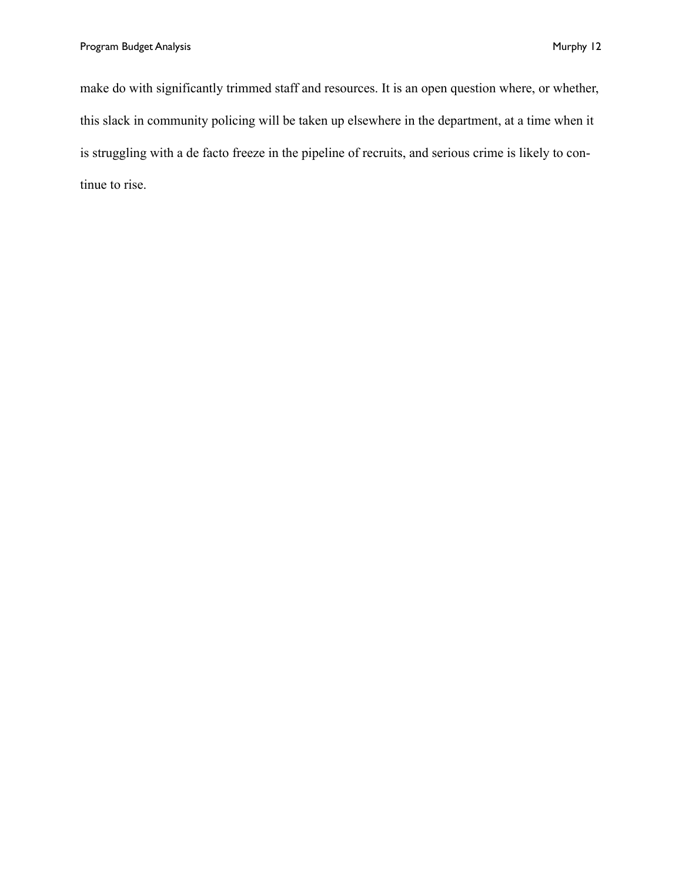make do with significantly trimmed staff and resources. It is an open question where, or whether, this slack in community policing will be taken up elsewhere in the department, at a time when it is struggling with a de facto freeze in the pipeline of recruits, and serious crime is likely to continue to rise.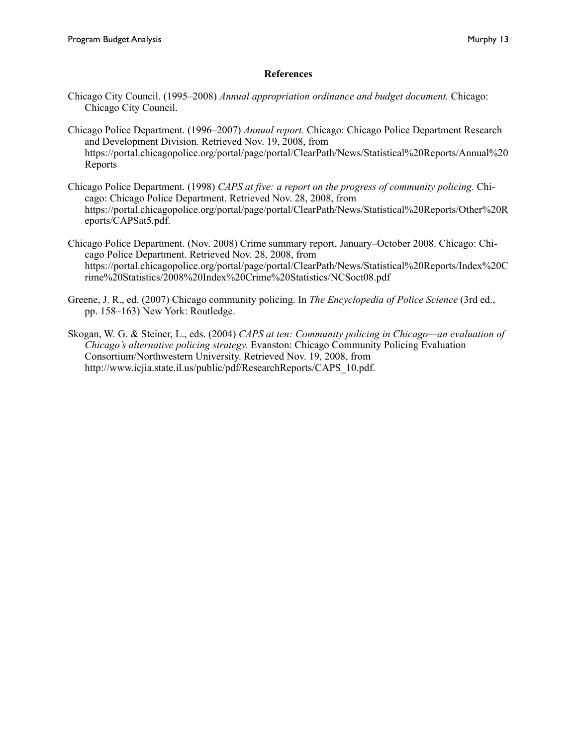## References

Chicago City Council. (1995–2008) *Annual appropriation ordinance and budget document.* Chicago: Chicago City Council.

Chicago Police Department. (1996–2007) *Annual report.* Chicago: Chicago Police Department Research and Development Division. Retrieved Nov. 19, 2008, from https://portal.chicagopolice.org/portal/page/portal/ClearPath/News/Statistical%20Reports/Annual%20Reports

Chicago Police Department. (1998) *CAPS at five: a report on the progress of community policing.* Chicago: Chicago Police Department. Retrieved Nov. 28, 2008, from https://portal.chicagopolice.org/portal/page/portal/ClearPath/News/Statistical%20Reports/Other%20Reports/CAPSat5.pdf.

Chicago Police Department. (Nov. 2008) Crime summary report, January–October 2008. Chicago: Chicago Police Department. Retrieved Nov. 28, 2008, from https://portal.chicagopolice.org/portal/page/portal/ClearPath/News/Statistical%20Reports/Index%20Crime%20Statistics/2008%20Index%20Crime%20Statistics/NCSoct08.pdf

Greene, J. R., ed. (2007) Chicago community policing. In *The Encyclopedia of Police Science* (3rd ed., pp. 158–163) New York: Routledge.

Skogan, W. G. & Steiner, L., eds. (2004) *CAPS at ten: Community policing in Chicago—an evaluation of Chicago's alternative policing strategy.* Evanston: Chicago Community Policing Evaluation Consortium/Northwestern University. Retrieved Nov. 19, 2008, from http://www.icjia.state.il.us/public/pdf/ResearchReports/CAPS_10.pdf.